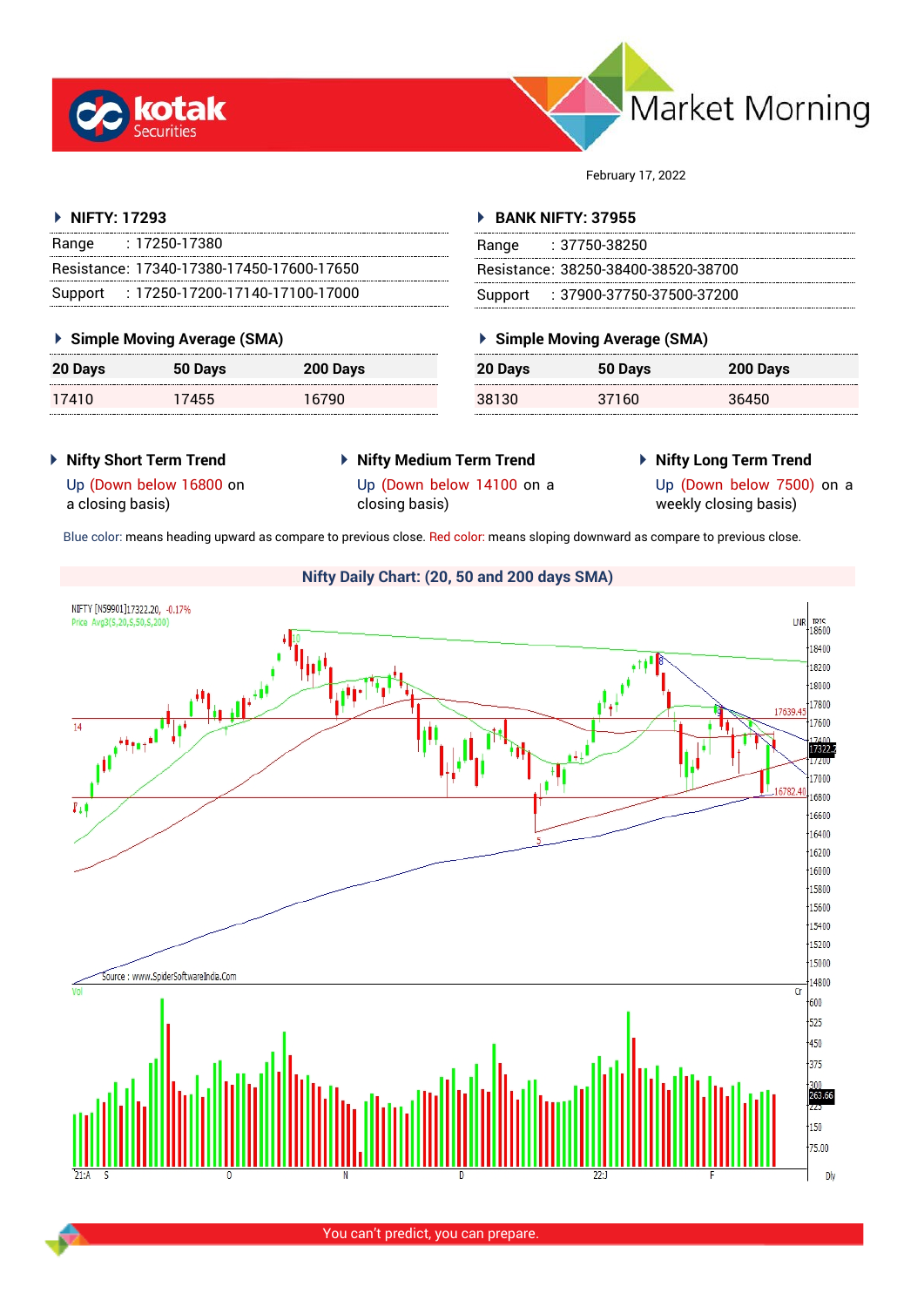# Market Morning

February 17, 2022

## NIFTY: 17293

| | |
|---|---|
| Range | : 17250-17380 |
| Resistance: | 17340-17380-17450-17600-17650 |
| Support | : 17250-17200-17140-17100-17000 |

### Simple Moving Average (SMA)

| 20 Days | 50 Days | 200 Days |
|---|---|---|
| 17410 | 17455 | 16790 |

## BANK NIFTY: 37955

| | |
|---|---|
| Range | : 37750-38250 |
| Resistance: | 38250-38400-38520-38700 |
| Support | : 37900-37750-37500-37200 |

### Simple Moving Average (SMA)

| 20 Days | 50 Days | 200 Days |
|---|---|---|
| 38130 | 37160 | 36450 |

### Nifty Short Term Trend

Up (Down below 16800 on a closing basis)

### Nifty Medium Term Trend

Up (Down below 14100 on a closing basis)

### Nifty Long Term Trend

Up (Down below 7500) on a weekly closing basis)

Blue color: means heading upward as compare to previous close. Red color: means sloping downward as compare to previous close.

### Nifty Daily Chart: (20, 50 and 200 days SMA)

You can't predict, you can prepare.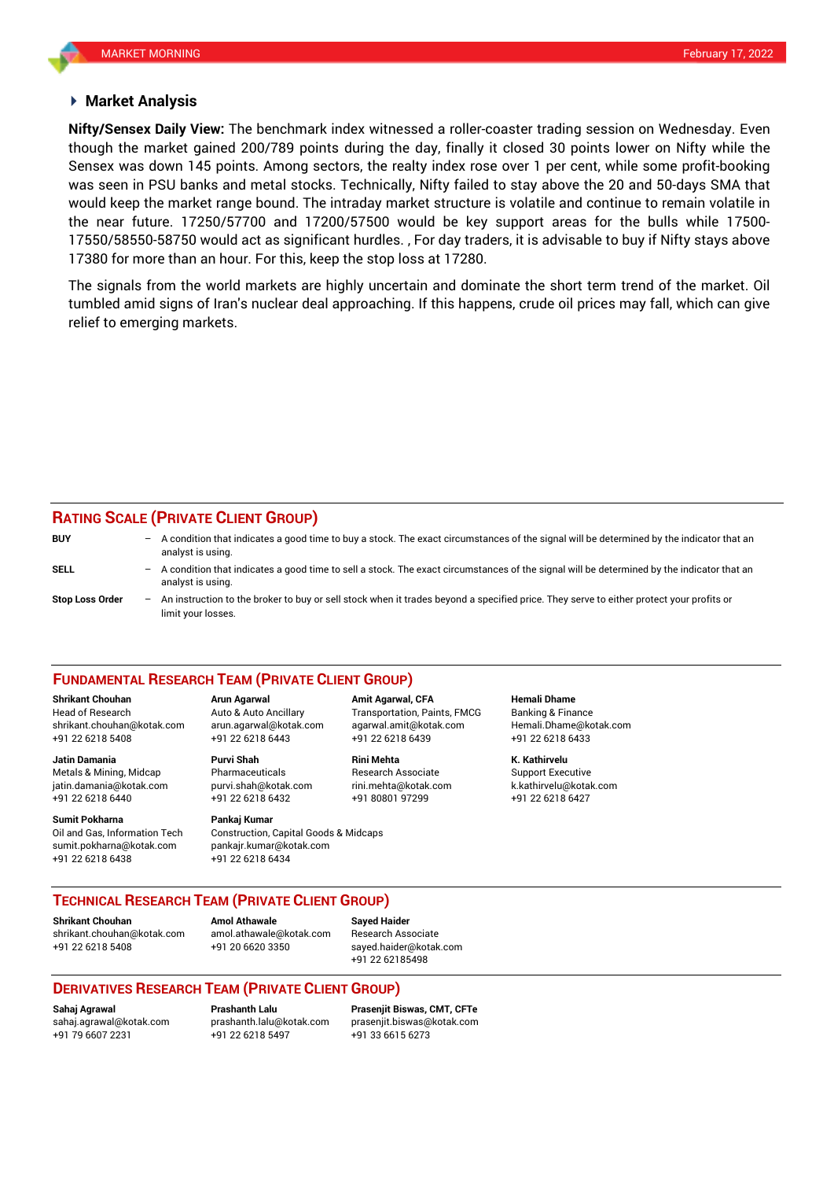## Market Analysis

**Nifty/Sensex Daily View:** The benchmark index witnessed a roller-coaster trading session on Wednesday. Even though the market gained 200/789 points during the day, finally it closed 30 points lower on Nifty while the Sensex was down 145 points. Among sectors, the realty index rose over 1 per cent, while some profit-booking was seen in PSU banks and metal stocks. Technically, Nifty failed to stay above the 20 and 50-days SMA that would keep the market range bound. The intraday market structure is volatile and continue to remain volatile in the near future. 17250/57700 and 17200/57500 would be key support areas for the bulls while 17500-17550/58550-58750 would act as significant hurdles. , For day traders, it is advisable to buy if Nifty stays above 17380 for more than an hour. For this, keep the stop loss at 17280.

The signals from the world markets are highly uncertain and dominate the short term trend of the market. Oil tumbled amid signs of Iran's nuclear deal approaching. If this happens, crude oil prices may fall, which can give relief to emerging markets.

## RATING SCALE (PRIVATE CLIENT GROUP)

**BUY** – A condition that indicates a good time to buy a stock. The exact circumstances of the signal will be determined by the indicator that an analyst is using.

**SELL** – A condition that indicates a good time to sell a stock. The exact circumstances of the signal will be determined by the indicator that an analyst is using.

**Stop Loss Order** – An instruction to the broker to buy or sell stock when it trades beyond a specified price. They serve to either protect your profits or limit your losses.

## FUNDAMENTAL RESEARCH TEAM (PRIVATE CLIENT GROUP)

**Shrikant Chouhan**
Head of Research
shrikant.chouhan@kotak.com
+91 22 6218 5408

**Arun Agarwal**
Auto & Auto Ancillary
arun.agarwal@kotak.com
+91 22 6218 6443

**Amit Agarwal, CFA**
Transportation, Paints, FMCG
agarwal.amit@kotak.com
+91 22 6218 6439

**Hemali Dhame**
Banking & Finance
Hemali.Dhame@kotak.com
+91 22 6218 6433

**Jatin Damania**
Metals & Mining, Midcap
jatin.damania@kotak.com
+91 22 6218 6440

**Purvi Shah**
Pharmaceuticals
purvi.shah@kotak.com
+91 22 6218 6432

**Rini Mehta**
Research Associate
rini.mehta@kotak.com
+91 80801 97299

**K. Kathirvelu**
Support Executive
k.kathirvelu@kotak.com
+91 22 6218 6427

**Sumit Pokharna**
Oil and Gas, Information Tech
sumit.pokharna@kotak.com
+91 22 6218 6438

**Pankaj Kumar**
Construction, Capital Goods & Midcaps
pankajr.kumar@kotak.com
+91 22 6218 6434

## TECHNICAL RESEARCH TEAM (PRIVATE CLIENT GROUP)

**Shrikant Chouhan**
shrikant.chouhan@kotak.com
+91 22 6218 5408

**Amol Athawale**
amol.athawale@kotak.com
+91 20 6620 3350

**Sayed Haider**
Research Associate
sayed.haider@kotak.com
+91 22 62185498

## DERIVATIVES RESEARCH TEAM (PRIVATE CLIENT GROUP)

**Sahaj Agrawal**
sahaj.agrawal@kotak.com
+91 79 6607 2231

**Prashanth Lalu**
prashanth.lalu@kotak.com
+91 22 6218 5497

**Prasenjit Biswas, CMT, CFTe**
prasenjit.biswas@kotak.com
+91 33 6615 6273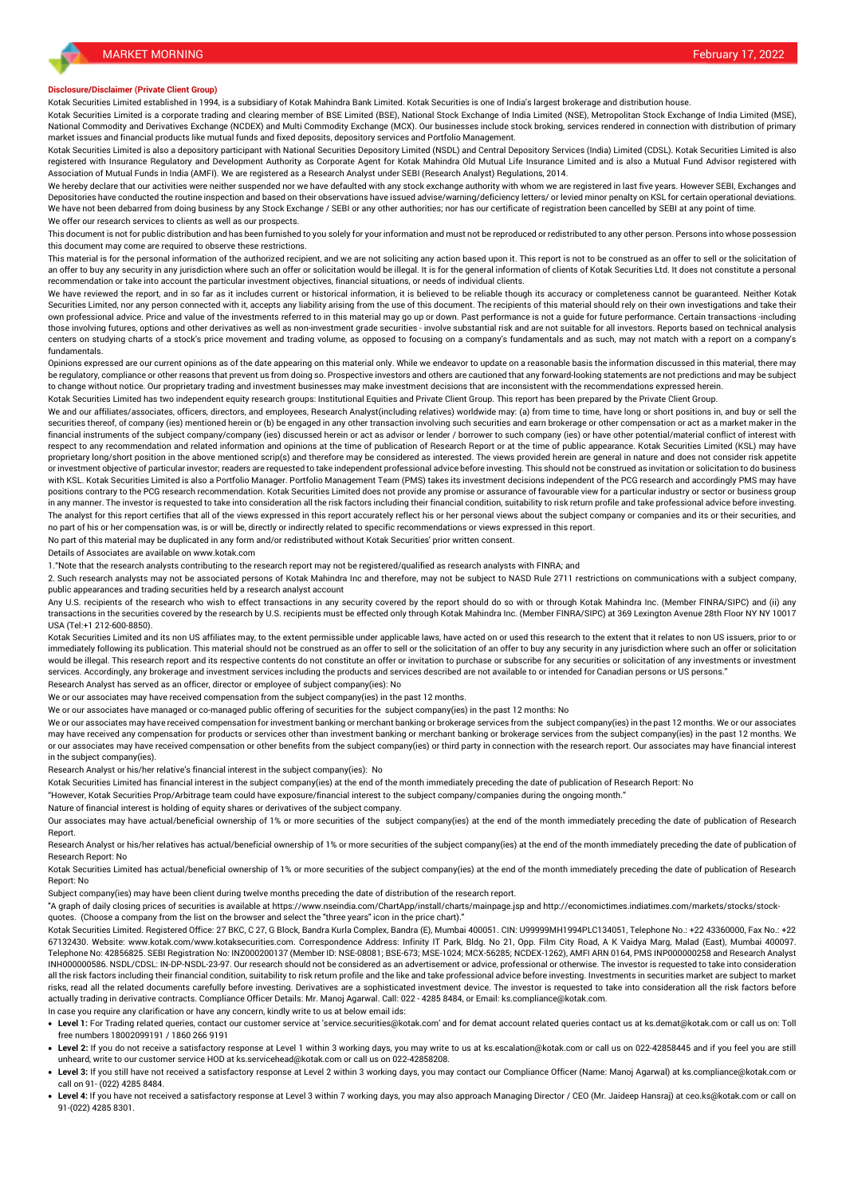**Disclosure/Disclaimer (Private Client Group)**

Kotak Securities Limited established in 1994, is a subsidiary of Kotak Mahindra Bank Limited. Kotak Securities is one of India's largest brokerage and distribution house.

Kotak Securities Limited is a corporate trading and clearing member of BSE Limited (BSE), National Stock Exchange of India Limited (NSE), Metropolitan Stock Exchange of India Limited (MSE), National Commodity and Derivatives Exchange (NCDEX) and Multi Commodity Exchange (MCX). Our businesses include stock broking, services rendered in connection with distribution of primary market issues and financial products like mutual funds and fixed deposits, depository services and Portfolio Management.

Kotak Securities Limited is also a depository participant with National Securities Depository Limited (NSDL) and Central Depository Services (India) Limited (CDSL). Kotak Securities Limited is also registered with Insurance Regulatory and Development Authority as Corporate Agent for Kotak Mahindra Old Mutual Life Insurance Limited and is also a Mutual Fund Advisor registered with Association of Mutual Funds in India (AMFI). We are registered as a Research Analyst under SEBI (Research Analyst) Regulations, 2014.

We hereby declare that our activities were neither suspended nor we have defaulted with any stock exchange authority with whom we are registered in last five years. However SEBI, Exchanges and Depositories have conducted the routine inspection and based on their observations have issued advise/warning/deficiency letters/ or levied minor penalty on KSL for certain operational deviations. We have not been debarred from doing business by any Stock Exchange / SEBI or any other authorities; nor has our certificate of registration been cancelled by SEBI at any point of time.

We offer our research services to clients as well as our prospects.

This document is not for public distribution and has been furnished to you solely for your information and must not be reproduced or redistributed to any other person. Persons into whose possession this document may come are required to observe these restrictions.

This material is for the personal information of the authorized recipient, and we are not soliciting any action based upon it. This report is not to be construed as an offer to sell or the solicitation of an offer to buy any security in any jurisdiction where such an offer or solicitation would be illegal. It is for the general information of clients of Kotak Securities Ltd. It does not constitute a personal recommendation or take into account the particular investment objectives, financial situations, or needs of individual clients.

We have reviewed the report, and in so far as it includes current or historical information, it is believed to be reliable though its accuracy or completeness cannot be guaranteed. Neither Kotak Securities Limited, nor any person connected with it, accepts any liability arising from the use of this document. The recipients of this material should rely on their own investigations and take their own professional advice. Price and value of the investments referred to in this material may go up or down. Past performance is not a guide for future performance. Certain transactions -including those involving futures, options and other derivatives as well as non-investment grade securities - involve substantial risk and are not suitable for all investors. Reports based on technical analysis centers on studying charts of a stock's price movement and trading volume, as opposed to focusing on a company's fundamentals and as such, may not match with a report on a company's fundamentals.

Opinions expressed are our current opinions as of the date appearing on this material only. While we endeavor to update on a reasonable basis the information discussed in this material, there may be regulatory, compliance or other reasons that prevent us from doing so. Prospective investors and others are cautioned that any forward-looking statements are not predictions and may be subject to change without notice. Our proprietary trading and investment businesses may make investment decisions that are inconsistent with the recommendations expressed herein.

Kotak Securities Limited has two independent equity research groups: Institutional Equities and Private Client Group. This report has been prepared by the Private Client Group.

We and our affiliates/associates, officers, directors, and employees, Research Analyst(including relatives) worldwide may: (a) from time to time, have long or short positions in, and buy or sell the securities thereof, of company (ies) mentioned herein or (b) be engaged in any other transaction involving such securities and earn brokerage or other compensation or act as a market maker in the financial instruments of the subject company/company (ies) discussed herein or act as advisor or lender / borrower to such company (ies) or have other potential/material conflict of interest with respect to any recommendation and related information and opinions at the time of publication of Research Report or at the time of public appearance. Kotak Securities Limited (KSL) may have proprietary long/short position in the above mentioned scrip(s) and therefore may be considered as interested. The views provided herein are general in nature and does not consider risk appetite or investment objective of particular investor; readers are requested to take independent professional advice before investing. This should not be construed as invitation or solicitation to do business with KSL. Kotak Securities Limited is also a Portfolio Manager. Portfolio Management Team (PMS) takes its investment decisions independent of the PCG research and accordingly PMS may have positions contrary to the PCG research recommendation. Kotak Securities Limited does not provide any promise or assurance of favourable view for a particular industry or sector or business group in any manner. The investor is requested to take into consideration all the risk factors including their financial condition, suitability to risk return profile and take professional advice before investing.

The analyst for this report certifies that all of the views expressed in this report accurately reflect his or her personal views about the subject company or companies and its or their securities, and no part of his or her compensation was, is or will be, directly or indirectly related to specific recommendations or views expressed in this report.

No part of this material may be duplicated in any form and/or redistributed without Kotak Securities' prior written consent.

Details of Associates are available on www.kotak.com

1."Note that the research analysts contributing to the research report may not be registered/qualified as research analysts with FINRA; and

2. Such research analysts may not be associated persons of Kotak Mahindra Inc and therefore, may not be subject to NASD Rule 2711 restrictions on communications with a subject company, public appearances and trading securities held by a research analyst account

Any U.S. recipients of the research who wish to effect transactions in any security covered by the report should do so with or through Kotak Mahindra Inc. (Member FINRA/SIPC) and (ii) any transactions in the securities covered by the research by U.S. recipients must be effected only through Kotak Mahindra Inc. (Member FINRA/SIPC) at 369 Lexington Avenue 28th Floor NY NY 10017 USA (Tel:+1 212-600-8850).

Kotak Securities Limited and its non US affiliates may, to the extent permissible under applicable laws, have acted on or used this research to the extent that it relates to non US issuers, prior to or immediately following its publication. This material should not be construed as an offer to sell or the solicitation of an offer to buy any security in any jurisdiction where such an offer or solicitation would be illegal. This research report and its respective contents do not constitute an offer or invitation to purchase or subscribe for any securities or solicitation of any investments or investment services. Accordingly, any brokerage and investment services including the products and services described are not available to or intended for Canadian persons or US persons."

Research Analyst has served as an officer, director or employee of subject company(ies): No

We or our associates may have received compensation from the subject company(ies) in the past 12 months.

We or our associates have managed or co-managed public offering of securities for the subject company(ies) in the past 12 months: No

We or our associates may have received compensation for investment banking or merchant banking or brokerage services from the subject company(ies) in the past 12 months. We or our associates may have received any compensation for products or services other than investment banking or merchant banking or brokerage services from the subject company(ies) in the past 12 months. We or our associates may have received compensation or other benefits from the subject company(ies) or third party in connection with the research report. Our associates may have financial interest in the subject company(ies).

Research Analyst or his/her relative's financial interest in the subject company(ies): No

Kotak Securities Limited has financial interest in the subject company(ies) at the end of the month immediately preceding the date of publication of Research Report: No

"However, Kotak Securities Prop/Arbitrage team could have exposure/financial interest to the subject company/companies during the ongoing month."

Nature of financial interest is holding of equity shares or derivatives of the subject company.

Our associates may have actual/beneficial ownership of 1% or more securities of the subject company(ies) at the end of the month immediately preceding the date of publication of Research Report.

Research Analyst or his/her relatives has actual/beneficial ownership of 1% or more securities of the subject company(ies) at the end of the month immediately preceding the date of publication of Research Report: No

Kotak Securities Limited has actual/beneficial ownership of 1% or more securities of the subject company(ies) at the end of the month immediately preceding the date of publication of Research Report: No

Subject company(ies) may have been client during twelve months preceding the date of distribution of the research report.

"A graph of daily closing prices of securities is available at https://www.nseindia.com/ChartApp/install/charts/mainpage.jsp and http://economictimes.indiatimes.com/markets/stocks/stock-quotes. (Choose a company from the list on the browser and select the "three years" icon in the price chart)."

Kotak Securities Limited. Registered Office: 27 BKC, C 27, G Block, Bandra Kurla Complex, Bandra (E), Mumbai 400051. CIN: U99999MH1994PLC134051, Telephone No.: +22 43360000, Fax No.: +22 67132430. Website: www.kotak.com/www.kotaksecurities.com. Correspondence Address: Infinity IT Park, Bldg. No 21, Opp. Film City Road, A K Vaidya Marg, Malad (East), Mumbai 400097. Telephone No: 42856825. SEBI Registration No: INZ000200137 (Member ID: NSE-08081; BSE-673; MSE-1024; MCX-56285; NCDEX-1262), AMFI ARN 0164, PMS INP000000258 and Research Analyst INH000000586. NSDL/CDSL: IN-DP-NSDL-23-97. Our research should not be considered as an advertisement or advice, professional or otherwise. The investor is requested to take into consideration all the risk factors including their financial condition, suitability to risk return profile and the like and take professional advice before investing. Investments in securities market are subject to market risks, read all the related documents carefully before investing. Derivatives are a sophisticated investment device. The investor is requested to take into consideration all the risk factors before actually trading in derivative contracts. Compliance Officer Details: Mr. Manoj Agarwal. Call: 022 - 4285 8484, or Email: ks.compliance@kotak.com.

In case you require any clarification or have any concern, kindly write to us at below email ids:

- **Level 1:** For Trading related queries, contact our customer service at 'service.securities@kotak.com' and for demat account related queries contact us at ks.demat@kotak.com or call us on: Toll free numbers 18002099191 / 1860 266 9191
- **Level 2:** If you do not receive a satisfactory response at Level 1 within 3 working days, you may write to us at ks.escalation@kotak.com or call us on 022-42858445 and if you feel you are still unheard, write to our customer service HOD at ks.servicehead@kotak.com or call us on 022-42858208.
- **Level 3:** If you still have not received a satisfactory response at Level 2 within 3 working days, you may contact our Compliance Officer (Name: Manoj Agarwal) at ks.compliance@kotak.com or call on 91- (022) 4285 8484.
- **Level 4:** If you have not received a satisfactory response at Level 3 within 7 working days, you may also approach Managing Director / CEO (Mr. Jaideep Hansraj) at ceo.ks@kotak.com or call on 91-(022) 4285 8301.